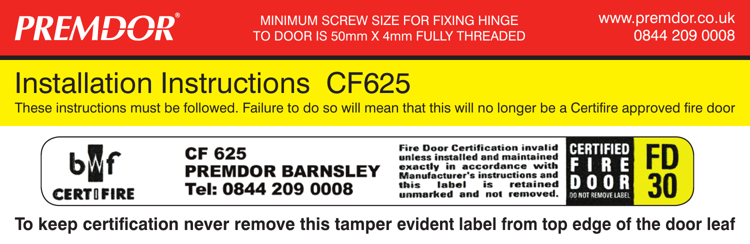**PREMDOR®**

MINIMUM SCREW SIZE FOR FIXING HINGE TO DOOR IS 50mm X 4mm FULLY THREADED

www.premdor.co.uk
0844 209 0008

# Installation Instructions CF625

These instructions must be followed. Failure to do so will mean that this will no longer be a Certifire approved fire door

bwf CERTIFIRE

**CF 625**
**PREMDOR BARNSLEY**
**Tel: 0844 209 0008**

Fire Door Certification invalid unless installed and maintained exactly in accordance with Manufacturer's instructions and this label is retained unmarked and not removed.

CERTIFIED FIRE DOOR
DO NOT REMOVE LABEL

FD 30

**To keep certification never remove this tamper evident label from top edge of the door leaf**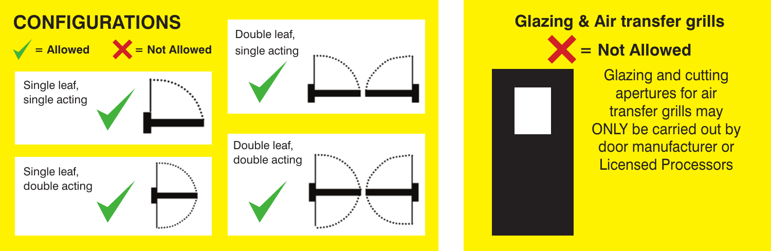## CONFIGURATIONS

✓ = Allowed ✗ = Not Allowed

| Configuration | Status |
|---|---|
| Single leaf, single acting | ✓ |
| Single leaf, double acting | ✓ |
| Double leaf, single acting | ✓ |
| Double leaf, double acting | ✓ |

## Glazing & Air transfer grills

✗ = Not Allowed

Glazing and cutting apertures for air transfer grills may ONLY be carried out by door manufacturer or Licensed Processors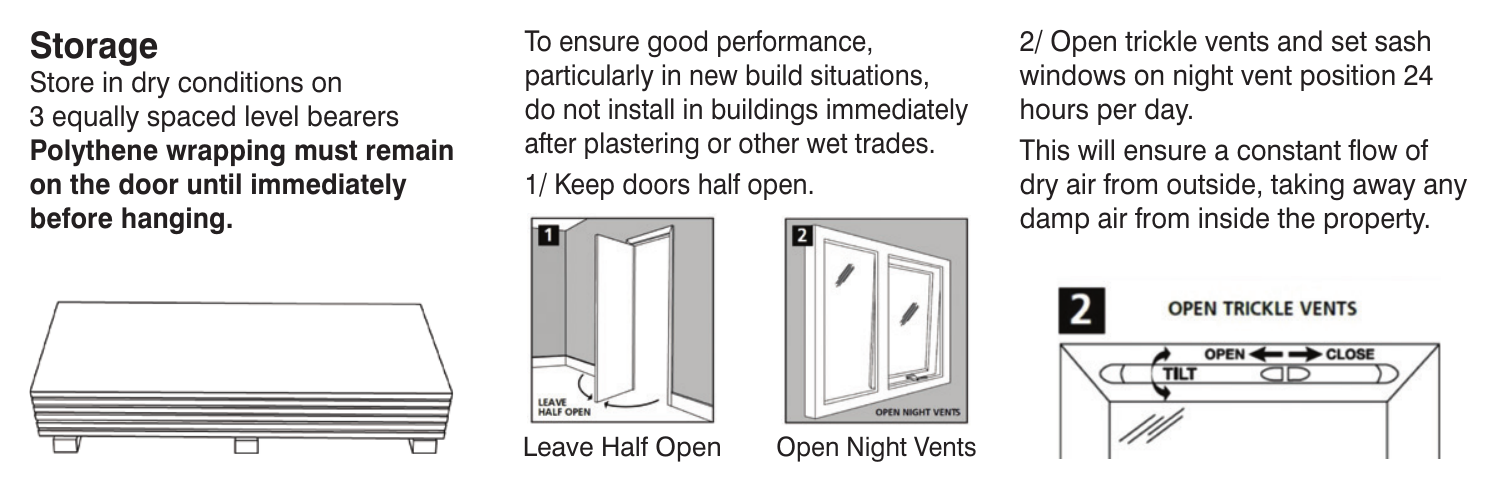## Storage

Store in dry conditions on 3 equally spaced level bearers

**Polythene wrapping must remain on the door until immediately before hanging.**

To ensure good performance, particularly in new build situations, do not install in buildings immediately after plastering or other wet trades.

1/ Keep doors half open.

Leave Half Open

Open Night Vents

2/ Open trickle vents and set sash windows on night vent position 24 hours per day.

This will ensure a constant flow of dry air from outside, taking away any damp air from inside the property.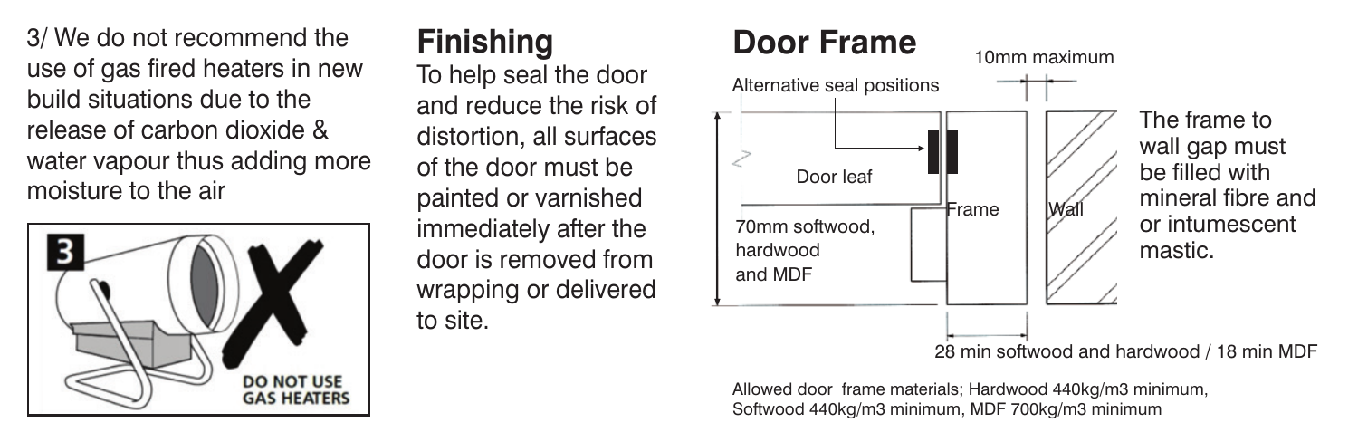3/ We do not recommend the use of gas fired heaters in new build situations due to the release of carbon dioxide & water vapour thus adding more moisture to the air

3

DO NOT USE GAS HEATERS

## Finishing

To help seal the door and reduce the risk of distortion, all surfaces of the door must be painted or varnished immediately after the door is removed from wrapping or delivered to site.

## Door Frame

10mm maximum

Alternative seal positions

Door leaf

Frame

Wall

70mm softwood, hardwood and MDF

28 min softwood and hardwood / 18 min MDF

The frame to wall gap must be filled with mineral fibre and or intumescent mastic.

Allowed door frame materials; Hardwood 440kg/m3 minimum, Softwood 440kg/m3 minimum, MDF 700kg/m3 minimum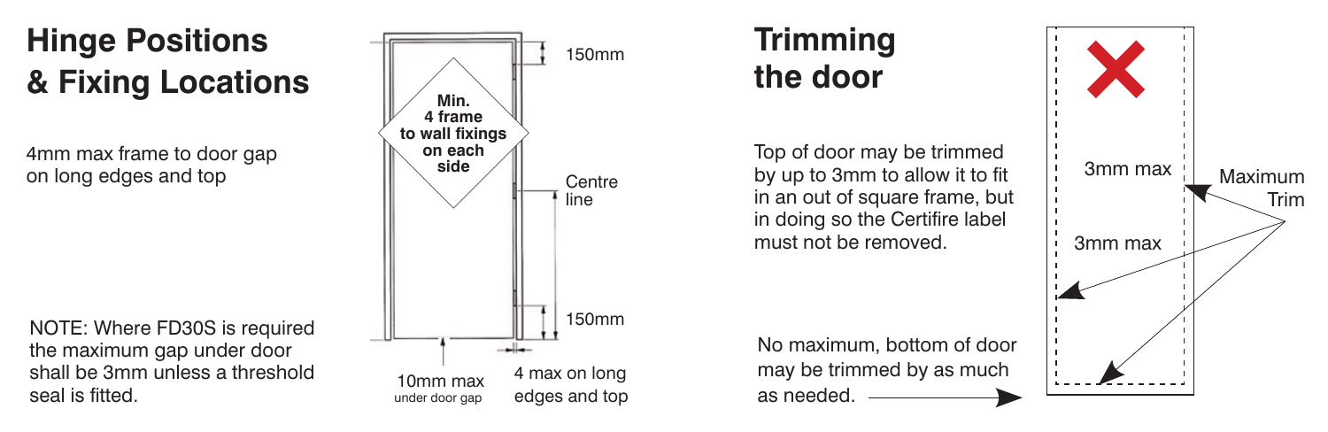## Hinge Positions & Fixing Locations

4mm max frame to door gap on long edges and top

NOTE: Where FD30S is required the maximum gap under door shall be 3mm unless a threshold seal is fitted.

Min. 4 frame to wall fixings on each side

150mm

Centre line

150mm

10mm max under door gap

4 max on long edges and top

## Trimming the door

Top of door may be trimmed by up to 3mm to allow it to fit in an out of square frame, but in doing so the Certifire label must not be removed.

No maximum, bottom of door may be trimmed by as much as needed.

3mm max

3mm max

Maximum Trim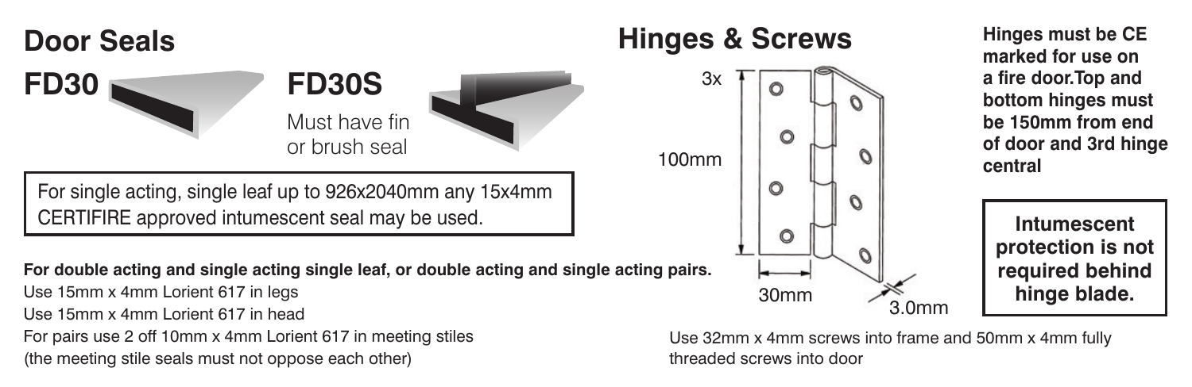## Door Seals

**FD30**

**FD30S**

Must have fin or brush seal

For single acting, single leaf up to 926x2040mm any 15x4mm CERTIFIRE approved intumescent seal may be used.

**For double acting and single acting single leaf, or double acting and single acting pairs.**

Use 15mm x 4mm Lorient 617 in legs

Use 15mm x 4mm Lorient 617 in head

For pairs use 2 off 10mm x 4mm Lorient 617 in meeting stiles (the meeting stile seals must not oppose each other)

## Hinges & Screws

3x

100mm

30mm

3.0mm

**Hinges must be CE marked for use on a fire door.Top and bottom hinges must be 150mm from end of door and 3rd hinge central**

**Intumescent protection is not required behind hinge blade.**

Use 32mm x 4mm screws into frame and 50mm x 4mm fully threaded screws into door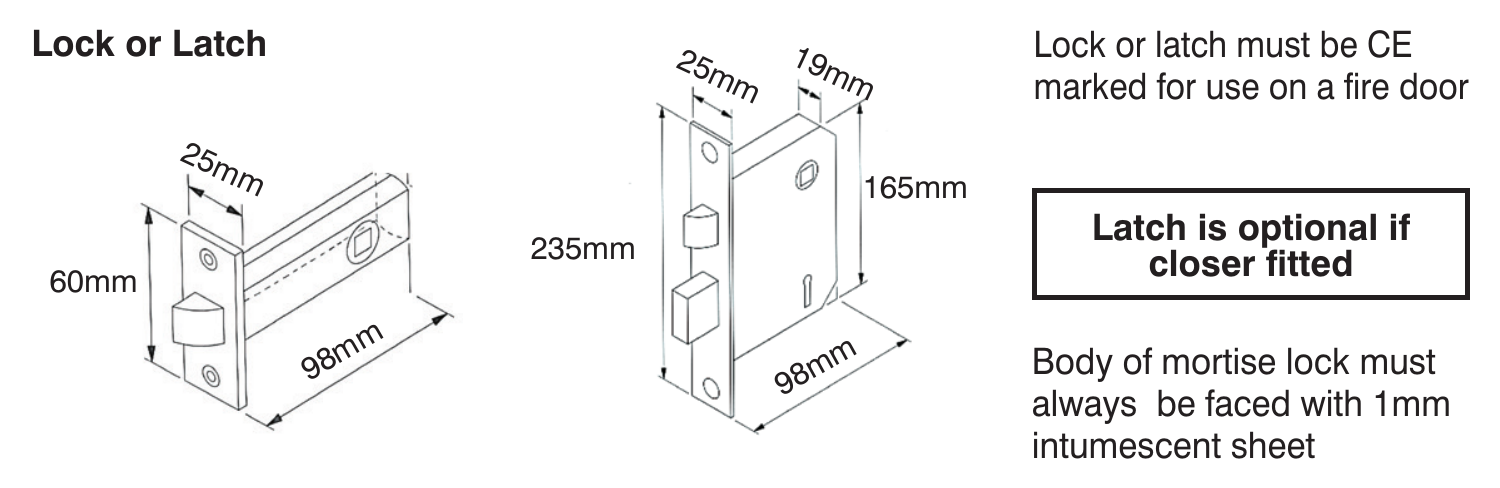## Lock or Latch

25mm

60mm

98mm

25mm

19mm

235mm

165mm

98mm

Lock or latch must be CE marked for use on a fire door

**Latch is optional if closer fitted**

Body of mortise lock must always be faced with 1mm intumescent sheet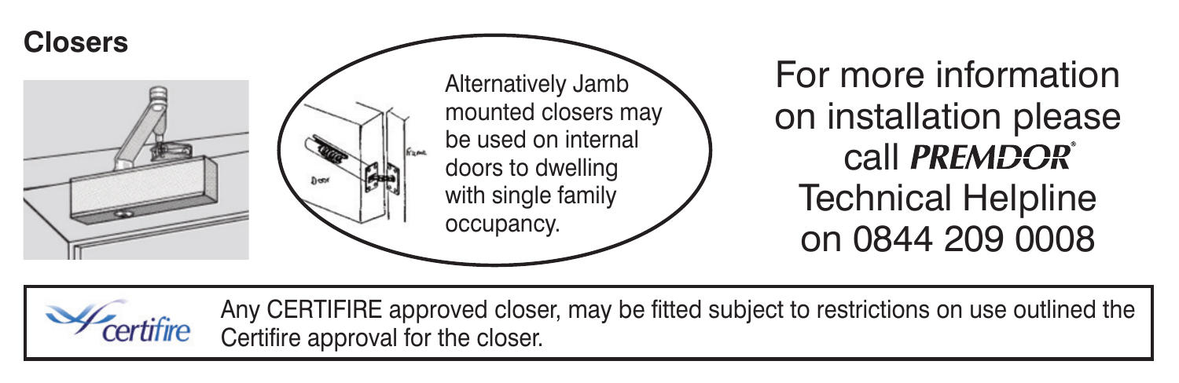## Closers

Alternatively Jamb mounted closers may be used on internal doors to dwelling with single family occupancy.

For more information on installation please call ***PREMDOR*** Technical Helpline on 0844 209 0008

Any CERTIFIRE approved closer, may be fitted subject to restrictions on use outlined the Certifire approval for the closer.